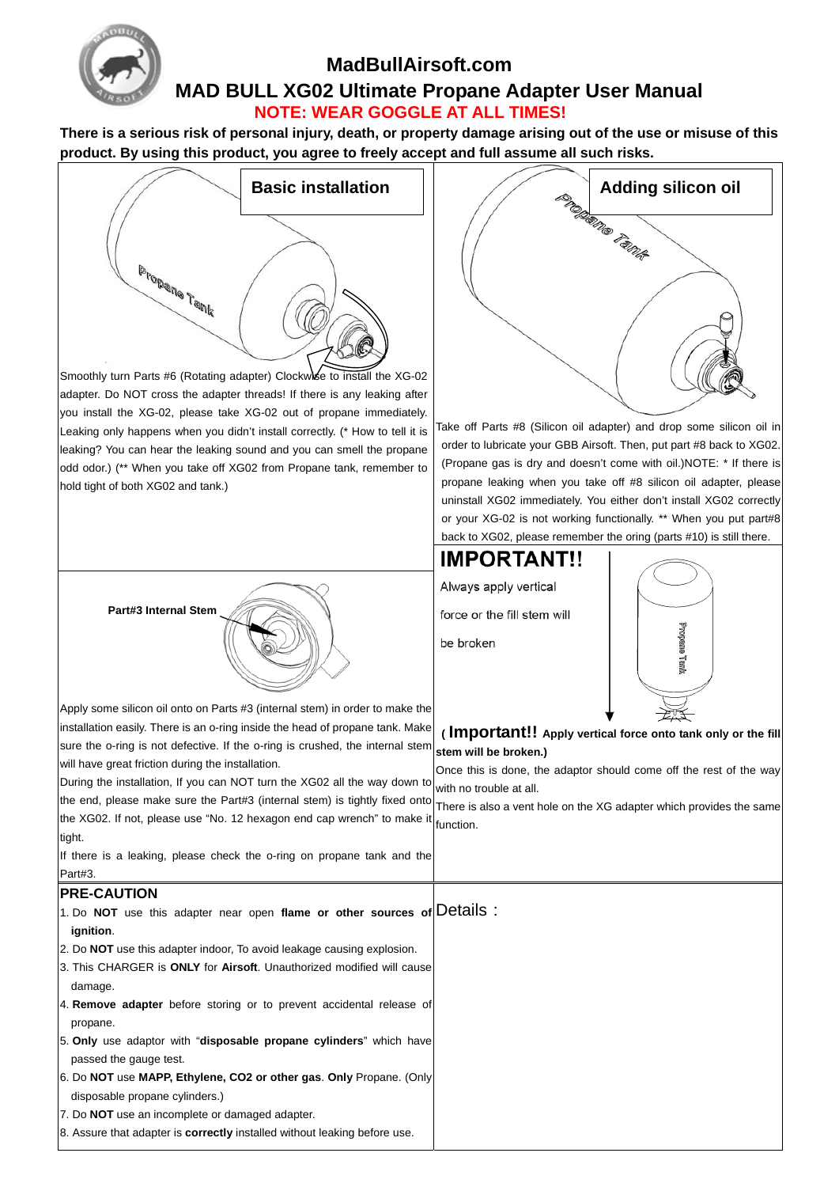# MadBullAirsoft.com

## MAD BULL XG02 Ultimate Propane Adapter User Manual

**NOTE: WEAR GOGGLE AT ALL TIMES!**

**There is a serious risk of personal injury, death, or property damage arising out of the use or misuse of this product. By using this product, you agree to freely accept and full assume all such risks.**

### Basic installation

Smoothly turn Parts #6 (Rotating adapter) Clockwise to install the XG-02 adapter. Do NOT cross the adapter threads! If there is any leaking after you install the XG-02, please take XG-02 out of propane immediately. Leaking only happens when you didn't install correctly. (* How to tell it is leaking? You can hear the leaking sound and you can smell the propane odd odor.) (** When you take off XG02 from Propane tank, remember to hold tight of both XG02 and tank.)

### Adding silicon oil

Take off Parts #8 (Silicon oil adapter) and drop some silicon oil in order to lubricate your GBB Airsoft. Then, put part #8 back to XG02. (Propane gas is dry and doesn't come with oil.)NOTE: * If there is propane leaking when you take off #8 silicon oil adapter, please uninstall XG02 immediately. You either don't install XG02 correctly or your XG-02 is not working functionally. ** When you put part#8 back to XG02, please remember the oring (parts #10) is still there.

**Part#3 Internal Stem**

Apply some silicon oil onto on Parts #3 (internal stem) in order to make the installation easily. There is an o-ring inside the head of propane tank. Make sure the o-ring is not defective. If the o-ring is crushed, the internal stem will have great friction during the installation.

During the installation, If you can NOT turn the XG02 all the way down to the end, please make sure the Part#3 (internal stem) is tightly fixed onto the XG02. If not, please use "No. 12 hexagon end cap wrench" to make it tight.

If there is a leaking, please check the o-ring on propane tank and the Part#3.

## IMPORTANT!!

Always apply vertical force or the fill stem will be broken

(**Important!! Apply vertical force onto tank only or the fill stem will be broken.)**

Once this is done, the adaptor should come off the rest of the way with no trouble at all.

There is also a vent hole on the XG adapter which provides the same function.

### PRE-CAUTION

1. Do **NOT** use this adapter near open **flame or other sources of ignition**.
2. Do **NOT** use this adapter indoor, To avoid leakage causing explosion.
3. This CHARGER is **ONLY** for **Airsoft**. Unauthorized modified will cause damage.
4. **Remove adapter** before storing or to prevent accidental release of propane.
5. **Only** use adaptor with "**disposable propane cylinders**" which have passed the gauge test.
6. Do **NOT** use **MAPP, Ethylene, CO2 or other gas**. **Only** Propane. (Only disposable propane cylinders.)
7. Do **NOT** use an incomplete or damaged adapter.
8. Assure that adapter is **correctly** installed without leaking before use.

Details：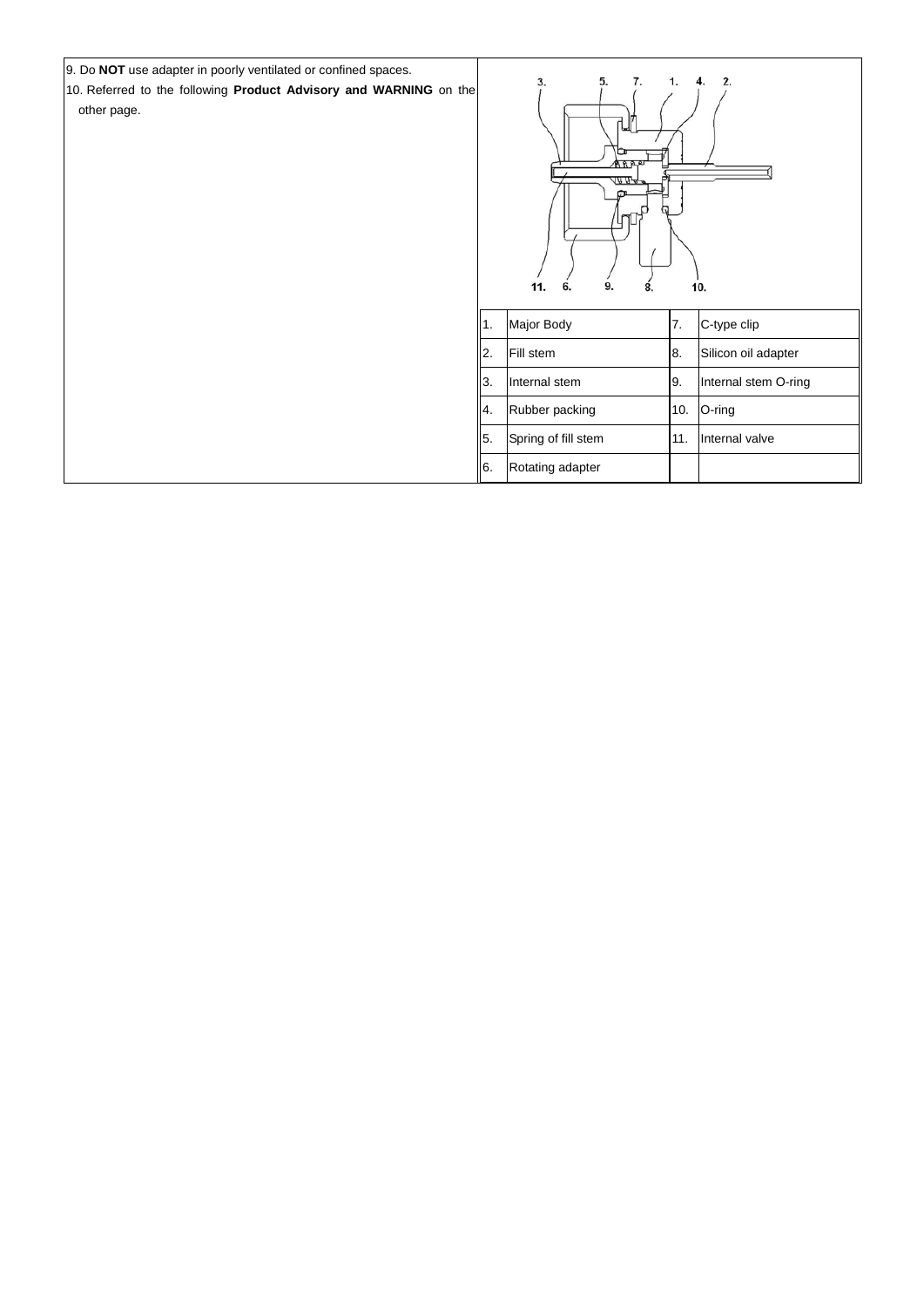9. Do **NOT** use adapter in poorly ventilated or confined spaces.
10. Referred to the following **Product Advisory and WARNING** on the other page.

| | | | |
|---|---|---|---|
| 1. | Major Body | 7. | C-type clip |
| 2. | Fill stem | 8. | Silicon oil adapter |
| 3. | Internal stem | 9. | Internal stem O-ring |
| 4. | Rubber packing | 10. | O-ring |
| 5. | Spring of fill stem | 11. | Internal valve |
| 6. | Rotating adapter | | |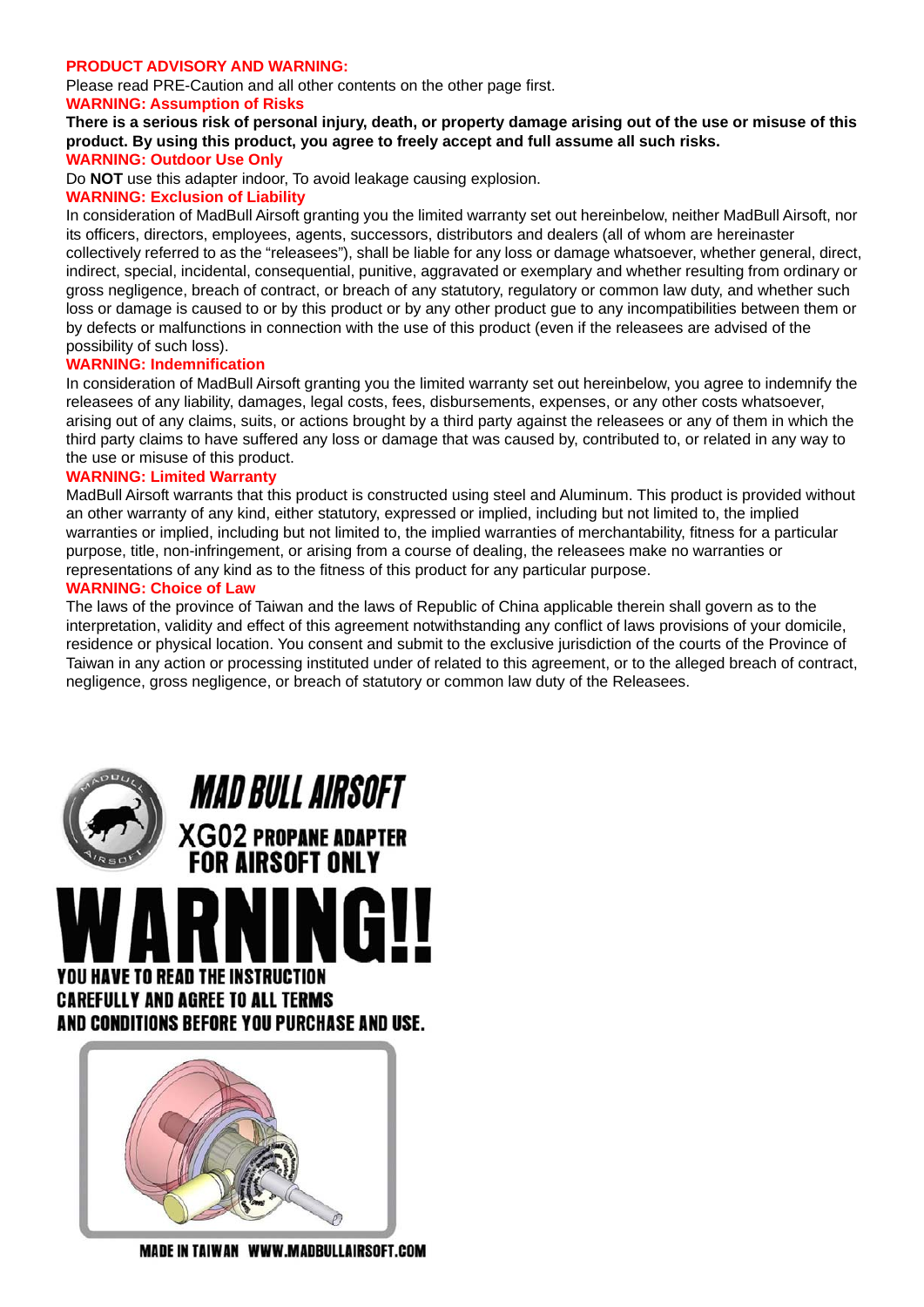**PRODUCT ADVISORY AND WARNING:**

Please read PRE-Caution and all other contents on the other page first.

**WARNING: Assumption of Risks**

**There is a serious risk of personal injury, death, or property damage arising out of the use or misuse of this product. By using this product, you agree to freely accept and full assume all such risks.**

**WARNING: Outdoor Use Only**

Do **NOT** use this adapter indoor, To avoid leakage causing explosion.

**WARNING: Exclusion of Liability**

In consideration of MadBull Airsoft granting you the limited warranty set out hereinbelow, neither MadBull Airsoft, nor its officers, directors, employees, agents, successors, distributors and dealers (all of whom are hereinaster collectively referred to as the "releasees"), shall be liable for any loss or damage whatsoever, whether general, direct, indirect, special, incidental, consequential, punitive, aggravated or exemplary and whether resulting from ordinary or gross negligence, breach of contract, or breach of any statutory, regulatory or common law duty, and whether such loss or damage is caused to or by this product or by any other product gue to any incompatibilities between them or by defects or malfunctions in connection with the use of this product (even if the releasees are advised of the possibility of such loss).

**WARNING: Indemnification**

In consideration of MadBull Airsoft granting you the limited warranty set out hereinbelow, you agree to indemnify the releasees of any liability, damages, legal costs, fees, disbursements, expenses, or any other costs whatsoever, arising out of any claims, suits, or actions brought by a third party against the releasees or any of them in which the third party claims to have suffered any loss or damage that was caused by, contributed to, or related in any way to the use or misuse of this product.

**WARNING: Limited Warranty**

MadBull Airsoft warrants that this product is constructed using steel and Aluminum. This product is provided without an other warranty of any kind, either statutory, expressed or implied, including but not limited to, the implied warranties or implied, including but not limited to, the implied warranties of merchantability, fitness for a particular purpose, title, non-infringement, or arising from a course of dealing, the releasees make no warranties or representations of any kind as to the fitness of this product for any particular purpose.

**WARNING: Choice of Law**

The laws of the province of Taiwan and the laws of Republic of China applicable therein shall govern as to the interpretation, validity and effect of this agreement notwithstanding any conflict of laws provisions of your domicile, residence or physical location. You consent and submit to the exclusive jurisdiction of the courts of the Province of Taiwan in any action or processing instituted under of related to this agreement, or to the alleged breach of contract, negligence, gross negligence, or breach of statutory or common law duty of the Releasees.

# MAD BULL AIRSOFT

## XG02 PROPANE ADAPTER FOR AIRSOFT ONLY

# WARNING!!

**YOU HAVE TO READ THE INSTRUCTION CAREFULLY AND AGREE TO ALL TERMS AND CONDITIONS BEFORE YOU PURCHASE AND USE.**

MADE IN TAIWAN WWW.MADBULLAIRSOFT.COM